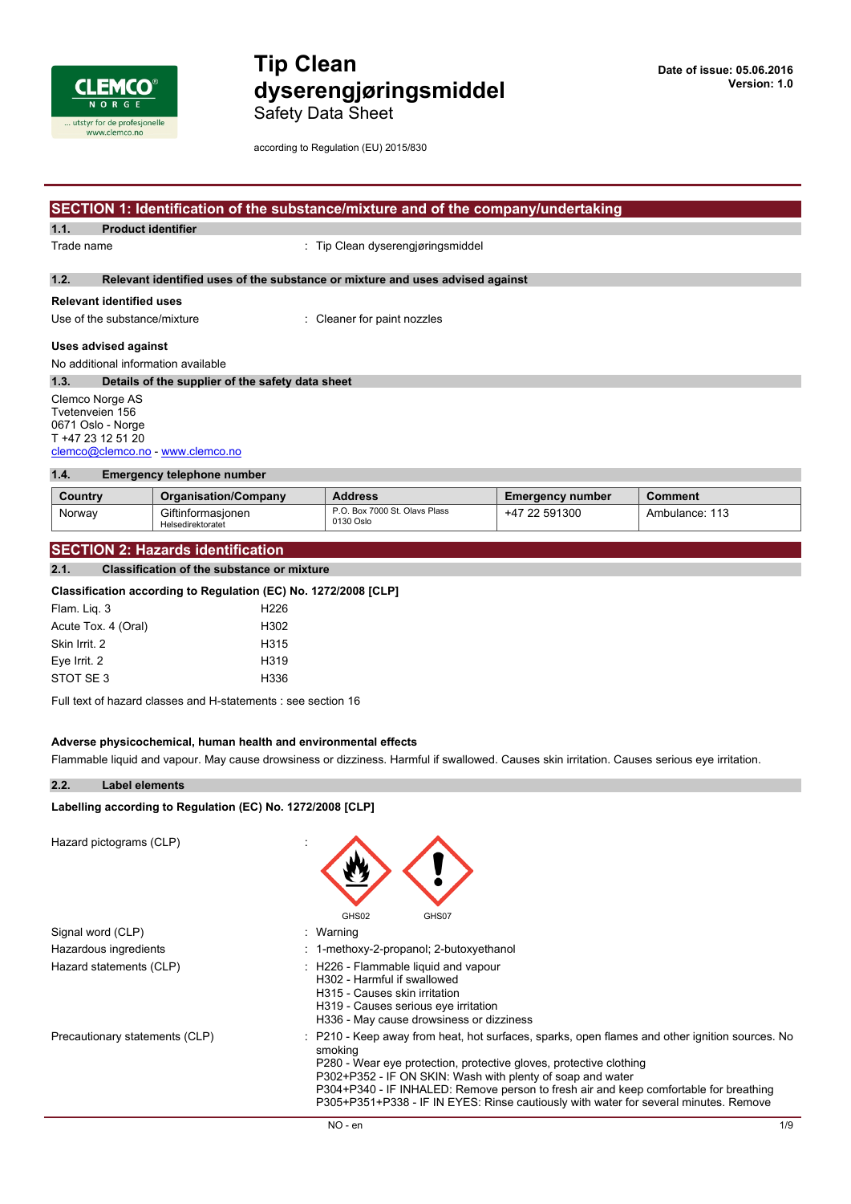# Tip Clean dyserengjøringsmiddel

Safety Data Sheet

according to Regulation (EU) 2015/830

Date of issue: 05.06.2016
Version: 1.0

## SECTION 1: Identification of the substance/mixture and of the company/undertaking

### 1.1. Product identifier

Trade name : Tip Clean dyserengjøringsmiddel

### 1.2. Relevant identified uses of the substance or mixture and uses advised against

**Relevant identified uses**

Use of the substance/mixture : Cleaner for paint nozzles

**Uses advised against**

No additional information available

### 1.3. Details of the supplier of the safety data sheet

Clemco Norge AS
Tvetenveien 156
0671 Oslo - Norge
T +47 23 12 51 20
clemco@clemco.no - www.clemco.no

### 1.4. Emergency telephone number

| Country | Organisation/Company | Address | Emergency number | Comment |
|---|---|---|---|---|
| Norway | Giftinformasjonen Helsedirektoratet | P.O. Box 7000 St. Olavs Plass 0130 Oslo | +47 22 591300 | Ambulance: 113 |

## SECTION 2: Hazards identification

### 2.1. Classification of the substance or mixture

**Classification according to Regulation (EC) No. 1272/2008 [CLP]**

| | |
|---|---|
| Flam. Liq. 3 | H226 |
| Acute Tox. 4 (Oral) | H302 |
| Skin Irrit. 2 | H315 |
| Eye Irrit. 2 | H319 |
| STOT SE 3 | H336 |

Full text of hazard classes and H-statements : see section 16

**Adverse physicochemical, human health and environmental effects**

Flammable liquid and vapour. May cause drowsiness or dizziness. Harmful if swallowed. Causes skin irritation. Causes serious eye irritation.

### 2.2. Label elements

**Labelling according to Regulation (EC) No. 1272/2008 [CLP]**

Hazard pictograms (CLP) :

GHS02 GHS07

Signal word (CLP) : Warning

Hazardous ingredients : 1-methoxy-2-propanol; 2-butoxyethanol

Hazard statements (CLP) :
- H226 - Flammable liquid and vapour
- H302 - Harmful if swallowed
- H315 - Causes skin irritation
- H319 - Causes serious eye irritation
- H336 - May cause drowsiness or dizziness

Precautionary statements (CLP) :
- P210 - Keep away from heat, hot surfaces, sparks, open flames and other ignition sources. No smoking
- P280 - Wear eye protection, protective gloves, protective clothing
- P302+P352 - IF ON SKIN: Wash with plenty of soap and water
- P304+P340 - IF INHALED: Remove person to fresh air and keep comfortable for breathing
- P305+P351+P338 - IF IN EYES: Rinse cautiously with water for several minutes. Remove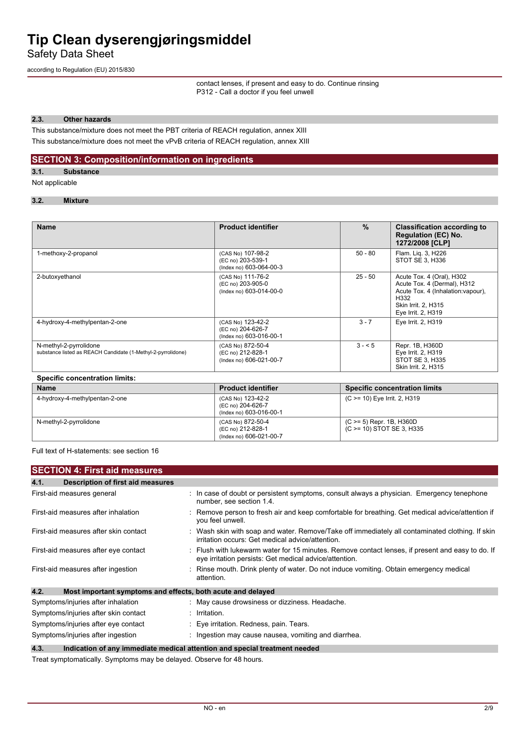contact lenses, if present and easy to do. Continue rinsing
P312 - Call a doctor if you feel unwell

### 2.3. Other hazards

This substance/mixture does not meet the PBT criteria of REACH regulation, annex XIII

This substance/mixture does not meet the vPvB criteria of REACH regulation, annex XIII

## SECTION 3: Composition/information on ingredients

### 3.1. Substance

Not applicable

### 3.2. Mixture

| Name | Product identifier | % | Classification according to Regulation (EC) No. 1272/2008 [CLP] |
|---|---|---|---|
| 1-methoxy-2-propanol | (CAS No) 107-98-2<br>(EC no) 203-539-1<br>(Index no) 603-064-00-3 | 50 - 80 | Flam. Liq. 3, H226<br>STOT SE 3, H336 |
| 2-butoxyethanol | (CAS No) 111-76-2<br>(EC no) 203-905-0<br>(Index no) 603-014-00-0 | 25 - 50 | Acute Tox. 4 (Oral), H302<br>Acute Tox. 4 (Dermal), H312<br>Acute Tox. 4 (Inhalation:vapour), H332<br>Skin Irrit. 2, H315<br>Eye Irrit. 2, H319 |
| 4-hydroxy-4-methylpentan-2-one | (CAS No) 123-42-2<br>(EC no) 204-626-7<br>(Index no) 603-016-00-1 | 3 - 7 | Eye Irrit. 2, H319 |
| N-methyl-2-pyrrolidone<br>substance listed as REACH Candidate (1-Methyl-2-pyrrolidone) | (CAS No) 872-50-4<br>(EC no) 212-828-1<br>(Index no) 606-021-00-7 | 3 - < 5 | Repr. 1B, H360D<br>Eye Irrit. 2, H319<br>STOT SE 3, H335<br>Skin Irrit. 2, H315 |

**Specific concentration limits:**

| Name | Product identifier | Specific concentration limits |
|---|---|---|
| 4-hydroxy-4-methylpentan-2-one | (CAS No) 123-42-2<br>(EC no) 204-626-7<br>(Index no) 603-016-00-1 | (C >= 10) Eye Irrit. 2, H319 |
| N-methyl-2-pyrrolidone | (CAS No) 872-50-4<br>(EC no) 212-828-1<br>(Index no) 606-021-00-7 | (C >= 5) Repr. 1B, H360D<br>(C >= 10) STOT SE 3, H335 |

Full text of H-statements: see section 16

## SECTION 4: First aid measures

### 4.1. Description of first aid measures

| | |
|---|---|
| First-aid measures general | : In case of doubt or persistent symptoms, consult always a physician. Emergency tenephone number, see section 1.4. |
| First-aid measures after inhalation | : Remove person to fresh air and keep comfortable for breathing. Get medical advice/attention if you feel unwell. |
| First-aid measures after skin contact | : Wash skin with soap and water. Remove/Take off immediately all contaminated clothing. If skin irritation occurs: Get medical advice/attention. |
| First-aid measures after eye contact | : Flush with lukewarm water for 15 minutes. Remove contact lenses, if present and easy to do. If eye irritation persists: Get medical advice/attention. |
| First-aid measures after ingestion | : Rinse mouth. Drink plenty of water. Do not induce vomiting. Obtain emergency medical attention. |

### 4.2. Most important symptoms and effects, both acute and delayed

| | |
|---|---|
| Symptoms/injuries after inhalation | : May cause drowsiness or dizziness. Headache. |
| Symptoms/injuries after skin contact | : Irritation. |
| Symptoms/injuries after eye contact | : Eye irritation. Redness, pain. Tears. |
| Symptoms/injuries after ingestion | : Ingestion may cause nausea, vomiting and diarrhea. |

### 4.3. Indication of any immediate medical attention and special treatment needed

Treat symptomatically. Symptoms may be delayed. Observe for 48 hours.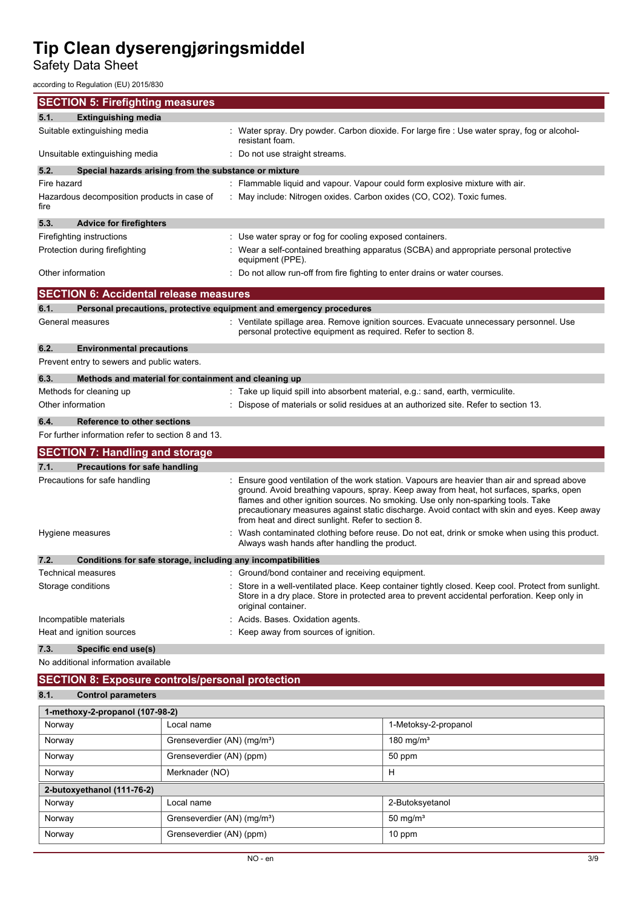## SECTION 5: Firefighting measures

### 5.1. Extinguishing media

| | |
|---|---|
| Suitable extinguishing media | : Water spray. Dry powder. Carbon dioxide. For large fire : Use water spray, fog or alcohol-resistant foam. |
| Unsuitable extinguishing media | : Do not use straight streams. |

### 5.2. Special hazards arising from the substance or mixture

| | |
|---|---|
| Fire hazard | : Flammable liquid and vapour. Vapour could form explosive mixture with air. |
| Hazardous decomposition products in case of fire | : May include: Nitrogen oxides. Carbon oxides (CO, $CO_2$). Toxic fumes. |

### 5.3. Advice for firefighters

| | |
|---|---|
| Firefighting instructions | : Use water spray or fog for cooling exposed containers. |
| Protection during firefighting | : Wear a self-contained breathing apparatus (SCBA) and appropriate personal protective equipment (PPE). |
| Other information | : Do not allow run-off from fire fighting to enter drains or water courses. |

## SECTION 6: Accidental release measures

### 6.1. Personal precautions, protective equipment and emergency procedures

| | |
|---|---|
| General measures | : Ventilate spillage area. Remove ignition sources. Evacuate unnecessary personnel. Use personal protective equipment as required. Refer to section 8. |

### 6.2. Environmental precautions

Prevent entry to sewers and public waters.

### 6.3. Methods and material for containment and cleaning up

| | |
|---|---|
| Methods for cleaning up | : Take up liquid spill into absorbent material, e.g.: sand, earth, vermiculite. |
| Other information | : Dispose of materials or solid residues at an authorized site. Refer to section 13. |

### 6.4. Reference to other sections

For further information refer to section 8 and 13.

## SECTION 7: Handling and storage

### 7.1. Precautions for safe handling

| | |
|---|---|
| Precautions for safe handling | : Ensure good ventilation of the work station. Vapours are heavier than air and spread above ground. Avoid breathing vapours, spray. Keep away from heat, hot surfaces, sparks, open flames and other ignition sources. No smoking. Use only non-sparking tools. Take precautionary measures against static discharge. Avoid contact with skin and eyes. Keep away from heat and direct sunlight. Refer to section 8. |
| Hygiene measures | : Wash contaminated clothing before reuse. Do not eat, drink or smoke when using this product. Always wash hands after handling the product. |

### 7.2. Conditions for safe storage, including any incompatibilities

| | |
|---|---|
| Technical measures | : Ground/bond container and receiving equipment. |
| Storage conditions | : Store in a well-ventilated place. Keep container tightly closed. Keep cool. Protect from sunlight. Store in a dry place. Store in protected area to prevent accidental perforation. Keep only in original container. |
| Incompatible materials | : Acids. Bases. Oxidation agents. |
| Heat and ignition sources | : Keep away from sources of ignition. |

### 7.3. Specific end use(s)

No additional information available

## SECTION 8: Exposure controls/personal protection

### 8.1. Control parameters

| 1-methoxy-2-propanol (107-98-2) | | |
|---|---|---|
| Norway | Local name | 1-Metoksy-2-propanol |
| Norway | Grenseverdier (AN) (mg/m³) | 180 mg/m³ |
| Norway | Grenseverdier (AN) (ppm) | 50 ppm |
| Norway | Merknader (NO) | H |
| **2-butoxyethanol (111-76-2)** | | |
| Norway | Local name | 2-Butoksyetanol |
| Norway | Grenseverdier (AN) (mg/m³) | 50 mg/m³ |
| Norway | Grenseverdier (AN) (ppm) | 10 ppm |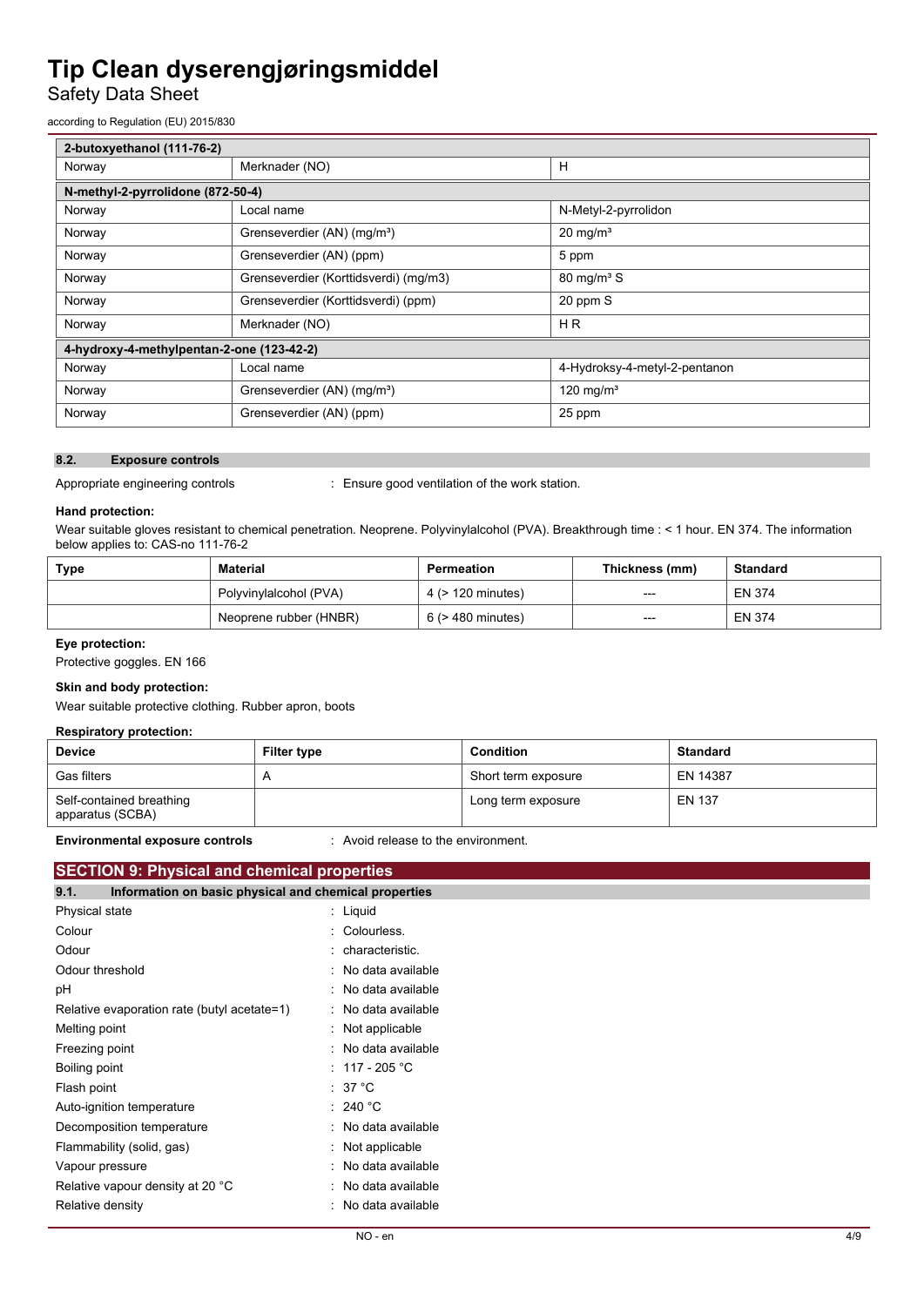| 2-butoxyethanol (111-76-2) | | |
|---|---|---|
| Norway | Merknader (NO) | H |
| **N-methyl-2-pyrrolidone (872-50-4)** | | |
| Norway | Local name | N-Metyl-2-pyrrolidon |
| Norway | Grenseverdier (AN) (mg/m³) | 20 mg/m³ |
| Norway | Grenseverdier (AN) (ppm) | 5 ppm |
| Norway | Grenseverdier (Korttidsverdi) (mg/m3) | 80 mg/m³ S |
| Norway | Grenseverdier (Korttidsverdi) (ppm) | 20 ppm S |
| Norway | Merknader (NO) | H R |
| **4-hydroxy-4-methylpentan-2-one (123-42-2)** | | |
| Norway | Local name | 4-Hydroksy-4-metyl-2-pentanon |
| Norway | Grenseverdier (AN) (mg/m³) | 120 mg/m³ |
| Norway | Grenseverdier (AN) (ppm) | 25 ppm |

### 8.2. Exposure controls

Appropriate engineering controls : Ensure good ventilation of the work station.

**Hand protection:**

Wear suitable gloves resistant to chemical penetration. Neoprene. Polyvinylalcohol (PVA). Breakthrough time : < 1 hour. EN 374. The information below applies to: CAS-no 111-76-2

| Type | Material | Permeation | Thickness (mm) | Standard |
|---|---|---|---|---|
| | Polyvinylalcohol (PVA) | 4 (> 120 minutes) | --- | EN 374 |
| | Neoprene rubber (HNBR) | 6 (> 480 minutes) | --- | EN 374 |

**Eye protection:**

Protective goggles. EN 166

**Skin and body protection:**

Wear suitable protective clothing. Rubber apron, boots

**Respiratory protection:**

| Device | Filter type | Condition | Standard |
|---|---|---|---|
| Gas filters | A | Short term exposure | EN 14387 |
| Self-contained breathing apparatus (SCBA) | | Long term exposure | EN 137 |

**Environmental exposure controls** : Avoid release to the environment.

## SECTION 9: Physical and chemical properties

### 9.1. Information on basic physical and chemical properties

| | |
|---|---|
| Physical state | : Liquid |
| Colour | : Colourless. |
| Odour | : characteristic. |
| Odour threshold | : No data available |
| pH | : No data available |
| Relative evaporation rate (butyl acetate=1) | : No data available |
| Melting point | : Not applicable |
| Freezing point | : No data available |
| Boiling point | : 117 - 205 °C |
| Flash point | : 37 °C |
| Auto-ignition temperature | : 240 °C |
| Decomposition temperature | : No data available |
| Flammability (solid, gas) | : Not applicable |
| Vapour pressure | : No data available |
| Relative vapour density at 20 °C | : No data available |
| Relative density | : No data available |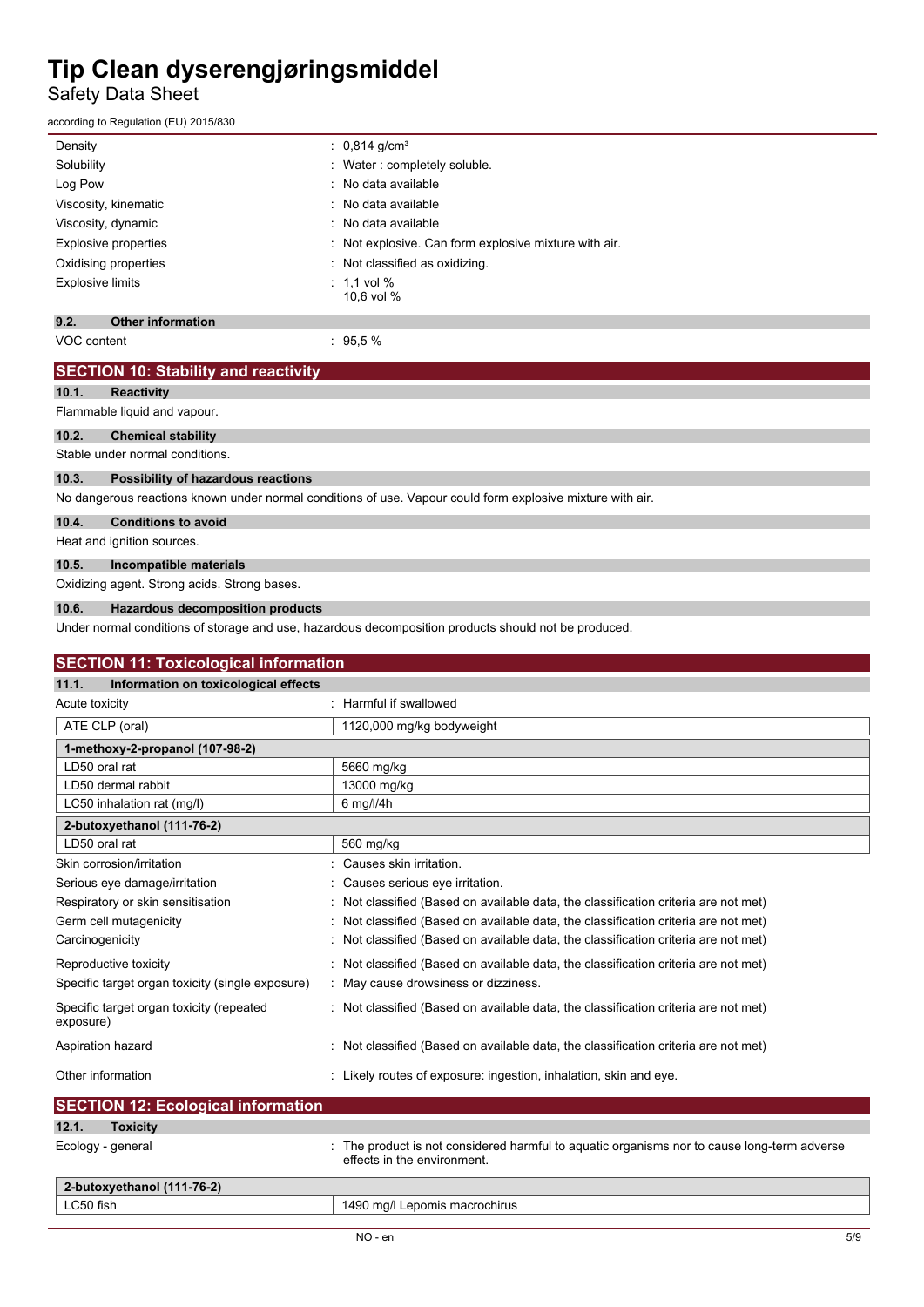| | |
|---|---|
| Density | : 0,814 g/cm³ |
| Solubility | : Water : completely soluble. |
| Log Pow | : No data available |
| Viscosity, kinematic | : No data available |
| Viscosity, dynamic | : No data available |
| Explosive properties | : Not explosive. Can form explosive mixture with air. |
| Oxidising properties | : Not classified as oxidizing. |
| Explosive limits | : 1,1 vol %<br>10,6 vol % |

### 9.2. Other information

VOC content : 95,5 %

## SECTION 10: Stability and reactivity

### 10.1. Reactivity

Flammable liquid and vapour.

### 10.2. Chemical stability

Stable under normal conditions.

### 10.3. Possibility of hazardous reactions

No dangerous reactions known under normal conditions of use. Vapour could form explosive mixture with air.

### 10.4. Conditions to avoid

Heat and ignition sources.

### 10.5. Incompatible materials

Oxidizing agent. Strong acids. Strong bases.

### 10.6. Hazardous decomposition products

Under normal conditions of storage and use, hazardous decomposition products should not be produced.

## SECTION 11: Toxicological information

### 11.1. Information on toxicological effects

Acute toxicity : Harmful if swallowed

| ATE CLP (oral) | 1120,000 mg/kg bodyweight |
|---|---|

| **1-methoxy-2-propanol (107-98-2)** | |
|---|---|
| LD50 oral rat | 5660 mg/kg |
| LD50 dermal rabbit | 13000 mg/kg |
| LC50 inhalation rat (mg/l) | 6 mg/l/4h |

| **2-butoxyethanol (111-76-2)** | |
|---|---|
| LD50 oral rat | 560 mg/kg |

| | |
|---|---|
| Skin corrosion/irritation | : Causes skin irritation. |
| Serious eye damage/irritation | : Causes serious eye irritation. |
| Respiratory or skin sensitisation | : Not classified (Based on available data, the classification criteria are not met) |
| Germ cell mutagenicity | : Not classified (Based on available data, the classification criteria are not met) |
| Carcinogenicity | : Not classified (Based on available data, the classification criteria are not met) |
| Reproductive toxicity | : Not classified (Based on available data, the classification criteria are not met) |
| Specific target organ toxicity (single exposure) | : May cause drowsiness or dizziness. |
| Specific target organ toxicity (repeated exposure) | : Not classified (Based on available data, the classification criteria are not met) |
| Aspiration hazard | : Not classified (Based on available data, the classification criteria are not met) |
| Other information | : Likely routes of exposure: ingestion, inhalation, skin and eye. |

## SECTION 12: Ecological information

### 12.1. Toxicity

Ecology - general : The product is not considered harmful to aquatic organisms nor to cause long-term adverse effects in the environment.

| **2-butoxyethanol (111-76-2)** | |
|---|---|
| LC50 fish | 1490 mg/l Lepomis macrochirus |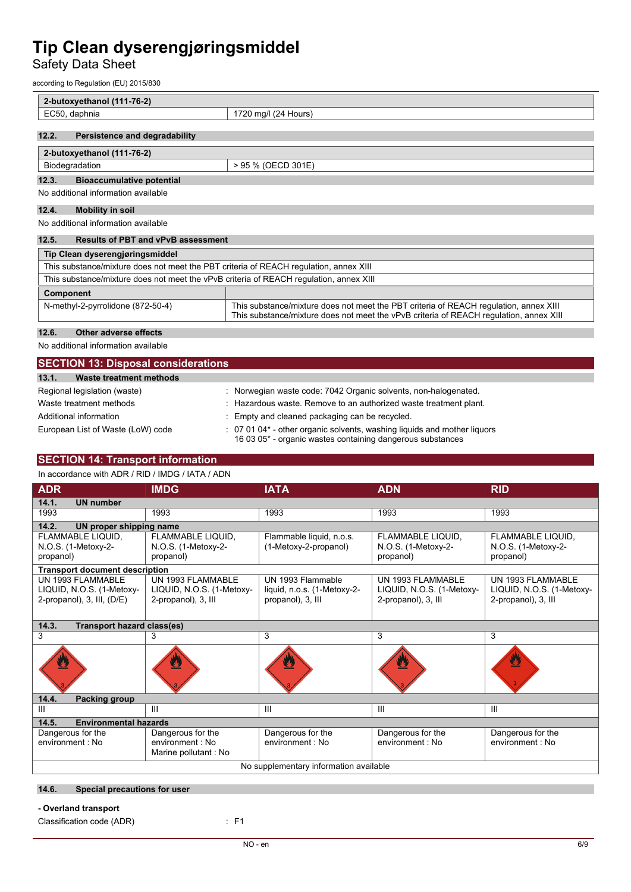| 2-butoxyethanol (111-76-2) | |
|---|---|
| EC50, daphnia | 1720 mg/l (24 Hours) |

### 12.2. Persistence and degradability

| 2-butoxyethanol (111-76-2) | |
|---|---|
| Biodegradation | > 95 % (OECD 301E) |

### 12.3. Bioaccumulative potential

No additional information available

### 12.4. Mobility in soil

No additional information available

### 12.5. Results of PBT and vPvB assessment

| Tip Clean dyserengjøringsmiddel |
|---|
| This substance/mixture does not meet the PBT criteria of REACH regulation, annex XIII |
| This substance/mixture does not meet the vPvB criteria of REACH regulation, annex XIII |

| Component | |
|---|---|
| N-methyl-2-pyrrolidone (872-50-4) | This substance/mixture does not meet the PBT criteria of REACH regulation, annex XIII<br>This substance/mixture does not meet the vPvB criteria of REACH regulation, annex XIII |

### 12.6. Other adverse effects

No additional information available

## SECTION 13: Disposal considerations

### 13.1. Waste treatment methods

Regional legislation (waste) : Norwegian waste code: 7042 Organic solvents, non-halogenated.

Waste treatment methods : Hazardous waste. Remove to an authorized waste treatment plant.

Additional information : Empty and cleaned packaging can be recycled.

European List of Waste (LoW) code : 07 01 04* - other organic solvents, washing liquids and mother liquors
16 03 05* - organic wastes containing dangerous substances

## SECTION 14: Transport information

In accordance with ADR / RID / IMDG / IATA / ADN

| ADR | IMDG | IATA | ADN | RID |
|---|---|---|---|---|
| **14.1. UN number** | | | | |
| 1993 | 1993 | 1993 | 1993 | 1993 |
| **14.2. UN proper shipping name** | | | | |
| FLAMMABLE LIQUID, N.O.S. (1-Metoxy-2-propanol) | FLAMMABLE LIQUID, N.O.S. (1-Metoxy-2-propanol) | Flammable liquid, n.o.s. (1-Metoxy-2-propanol) | FLAMMABLE LIQUID, N.O.S. (1-Metoxy-2-propanol) | FLAMMABLE LIQUID, N.O.S. (1-Metoxy-2-propanol) |
| **Transport document description** | | | | |
| UN 1993 FLAMMABLE LIQUID, N.O.S. (1-Metoxy-2-propanol), 3, III, (D/E) | UN 1993 FLAMMABLE LIQUID, N.O.S. (1-Metoxy-2-propanol), 3, III | UN 1993 Flammable liquid, n.o.s. (1-Metoxy-2-propanol), 3, III | UN 1993 FLAMMABLE LIQUID, N.O.S. (1-Metoxy-2-propanol), 3, III | UN 1993 FLAMMABLE LIQUID, N.O.S. (1-Metoxy-2-propanol), 3, III |
| **14.3. Transport hazard class(es)** | | | | |
| 3 | 3 | 3 | 3 | 3 |
| **14.4. Packing group** | | | | |
| III | III | III | III | III |
| **14.5. Environmental hazards** | | | | |
| Dangerous for the environment : No | Dangerous for the environment : No<br>Marine pollutant : No | Dangerous for the environment : No | Dangerous for the environment : No | Dangerous for the environment : No |
| No supplementary information available | | | | |

### 14.6. Special precautions for user

**- Overland transport**

Classification code (ADR) : F1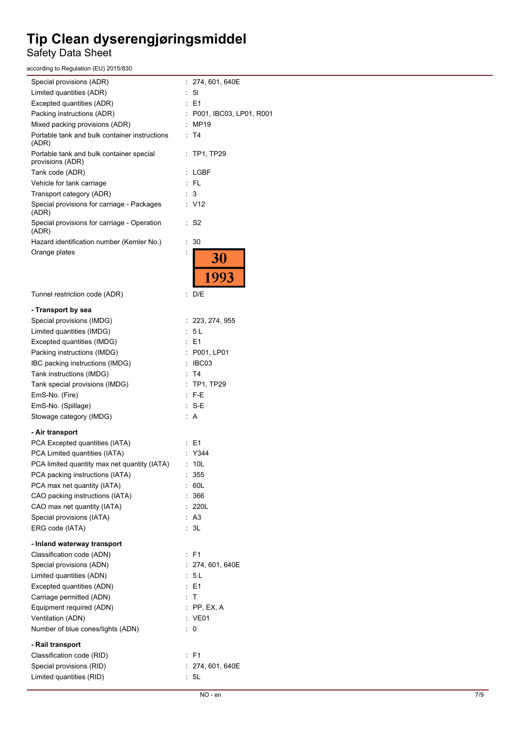# Tip Clean dyserengjøringsmiddel

Safety Data Sheet

according to Regulation (EU) 2015/830

| | |
|---|---|
| Special provisions (ADR) | : 274, 601, 640E |
| Limited quantities (ADR) | : 5l |
| Excepted quantities (ADR) | : E1 |
| Packing instructions (ADR) | : P001, IBC03, LP01, R001 |
| Mixed packing provisions (ADR) | : MP19 |
| Portable tank and bulk container instructions (ADR) | : T4 |
| Portable tank and bulk container special provisions (ADR) | : TP1, TP29 |
| Tank code (ADR) | : LGBF |
| Vehicle for tank carriage | : FL |
| Transport category (ADR) | : 3 |
| Special provisions for carriage - Packages (ADR) | : V12 |
| Special provisions for carriage - Operation (ADR) | : S2 |
| Hazard identification number (Kemler No.) | : 30 |
| Orange plates | : 30 / 1993 |
| Tunnel restriction code (ADR) | : D/E |

**- Transport by sea**

| | |
|---|---|
| Special provisions (IMDG) | : 223, 274, 955 |
| Limited quantities (IMDG) | : 5 L |
| Excepted quantities (IMDG) | : E1 |
| Packing instructions (IMDG) | : P001, LP01 |
| IBC packing instructions (IMDG) | : IBC03 |
| Tank instructions (IMDG) | : T4 |
| Tank special provisions (IMDG) | : TP1, TP29 |
| EmS-No. (Fire) | : F-E |
| EmS-No. (Spillage) | : S-E |
| Stowage category (IMDG) | : A |

**- Air transport**

| | |
|---|---|
| PCA Excepted quantities (IATA) | : E1 |
| PCA Limited quantities (IATA) | : Y344 |
| PCA limited quantity max net quantity (IATA) | : 10L |
| PCA packing instructions (IATA) | : 355 |
| PCA max net quantity (IATA) | : 60L |
| CAO packing instructions (IATA) | : 366 |
| CAO max net quantity (IATA) | : 220L |
| Special provisions (IATA) | : A3 |
| ERG code (IATA) | : 3L |

**- Inland waterway transport**

| | |
|---|---|
| Classification code (ADN) | : F1 |
| Special provisions (ADN) | : 274, 601, 640E |
| Limited quantities (ADN) | : 5 L |
| Excepted quantities (ADN) | : E1 |
| Carriage permitted (ADN) | : T |
| Equipment required (ADN) | : PP, EX, A |
| Ventilation (ADN) | : VE01 |
| Number of blue cones/lights (ADN) | : 0 |

**- Rail transport**

| | |
|---|---|
| Classification code (RID) | : F1 |
| Special provisions (RID) | : 274, 601, 640E |
| Limited quantities (RID) | : 5L |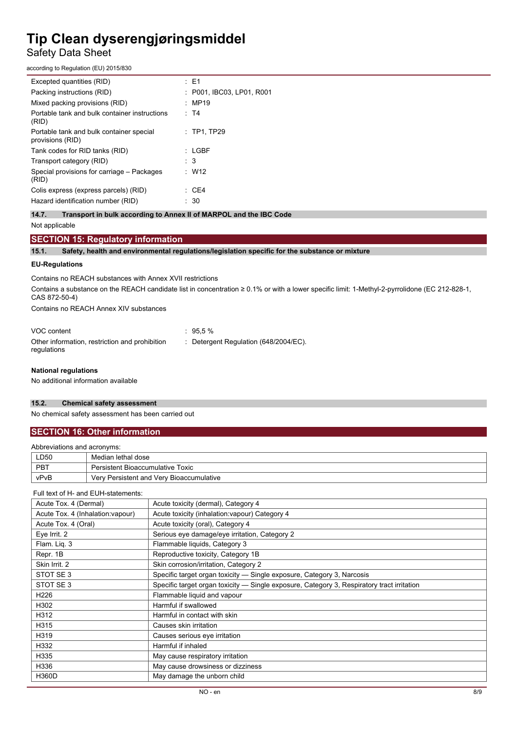| | |
|---|---|
| Excepted quantities (RID) | : E1 |
| Packing instructions (RID) | : P001, IBC03, LP01, R001 |
| Mixed packing provisions (RID) | : MP19 |
| Portable tank and bulk container instructions (RID) | : T4 |
| Portable tank and bulk container special provisions (RID) | : TP1, TP29 |
| Tank codes for RID tanks (RID) | : LGBF |
| Transport category (RID) | : 3 |
| Special provisions for carriage – Packages (RID) | : W12 |
| Colis express (express parcels) (RID) | : CE4 |
| Hazard identification number (RID) | : 30 |

### 14.7. Transport in bulk according to Annex II of MARPOL and the IBC Code

Not applicable

## SECTION 15: Regulatory information

### 15.1. Safety, health and environmental regulations/legislation specific for the substance or mixture

**EU-Regulations**

Contains no REACH substances with Annex XVII restrictions

Contains a substance on the REACH candidate list in concentration ≥ 0.1% or with a lower specific limit: 1-Methyl-2-pyrrolidone (EC 212-828-1, CAS 872-50-4)

Contains no REACH Annex XIV substances

| | |
|---|---|
| VOC content | : 95,5 % |
| Other information, restriction and prohibition regulations | : Detergent Regulation (648/2004/EC). |

**National regulations**

No additional information available

### 15.2. Chemical safety assessment

No chemical safety assessment has been carried out

## SECTION 16: Other information

Abbreviations and acronyms:

| | |
|---|---|
| LD50 | Median lethal dose |
| PBT | Persistent Bioaccumulative Toxic |
| vPvB | Very Persistent and Very Bioaccumulative |

Full text of H- and EUH-statements:

| | |
|---|---|
| Acute Tox. 4 (Dermal) | Acute toxicity (dermal), Category 4 |
| Acute Tox. 4 (Inhalation:vapour) | Acute toxicity (inhalation:vapour) Category 4 |
| Acute Tox. 4 (Oral) | Acute toxicity (oral), Category 4 |
| Eye Irrit. 2 | Serious eye damage/eye irritation, Category 2 |
| Flam. Liq. 3 | Flammable liquids, Category 3 |
| Repr. 1B | Reproductive toxicity, Category 1B |
| Skin Irrit. 2 | Skin corrosion/irritation, Category 2 |
| STOT SE 3 | Specific target organ toxicity — Single exposure, Category 3, Narcosis |
| STOT SE 3 | Specific target organ toxicity — Single exposure, Category 3, Respiratory tract irritation |
| H226 | Flammable liquid and vapour |
| H302 | Harmful if swallowed |
| H312 | Harmful in contact with skin |
| H315 | Causes skin irritation |
| H319 | Causes serious eye irritation |
| H332 | Harmful if inhaled |
| H335 | May cause respiratory irritation |
| H336 | May cause drowsiness or dizziness |
| H360D | May damage the unborn child |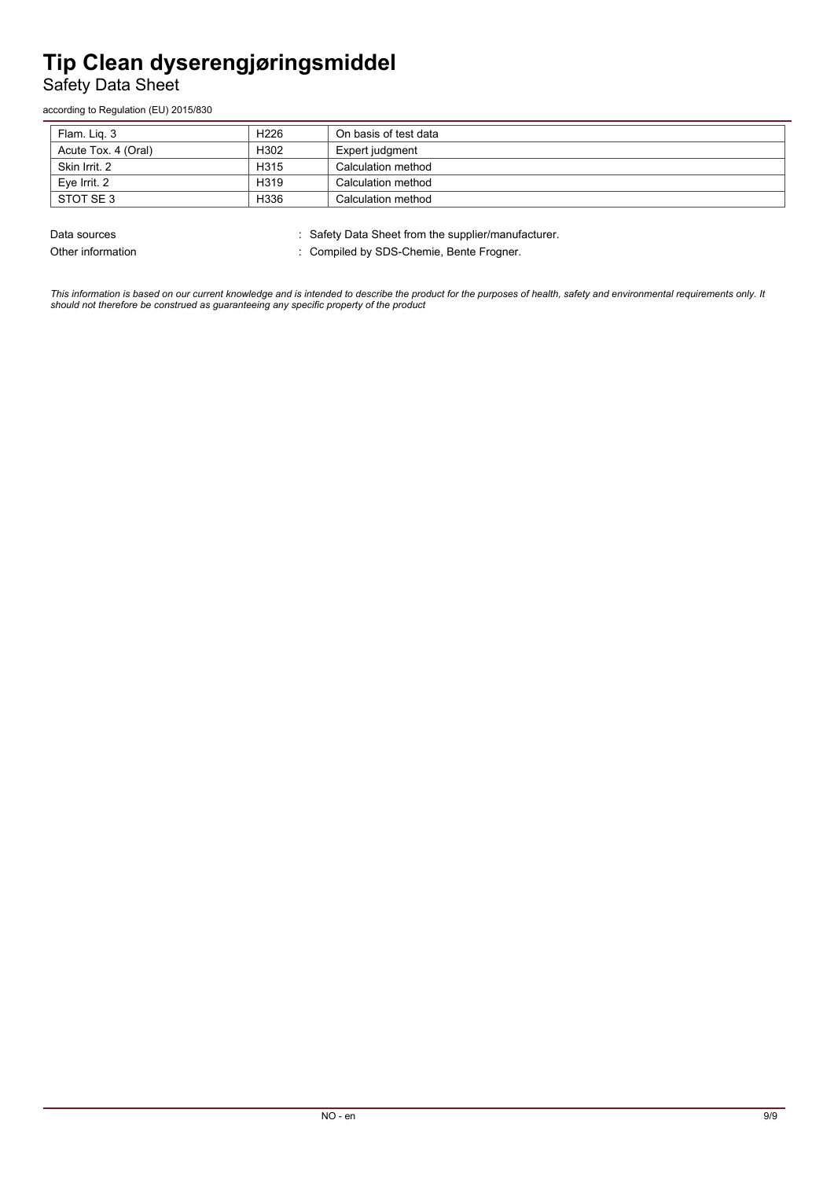| | | |
|---|---|---|
| Flam. Liq. 3 | H226 | On basis of test data |
| Acute Tox. 4 (Oral) | H302 | Expert judgment |
| Skin Irrit. 2 | H315 | Calculation method |
| Eye Irrit. 2 | H319 | Calculation method |
| STOT SE 3 | H336 | Calculation method |

Data sources : Safety Data Sheet from the supplier/manufacturer.

Other information : Compiled by SDS-Chemie, Bente Frogner.

*This information is based on our current knowledge and is intended to describe the product for the purposes of health, safety and environmental requirements only. It should not therefore be construed as guaranteeing any specific property of the product*